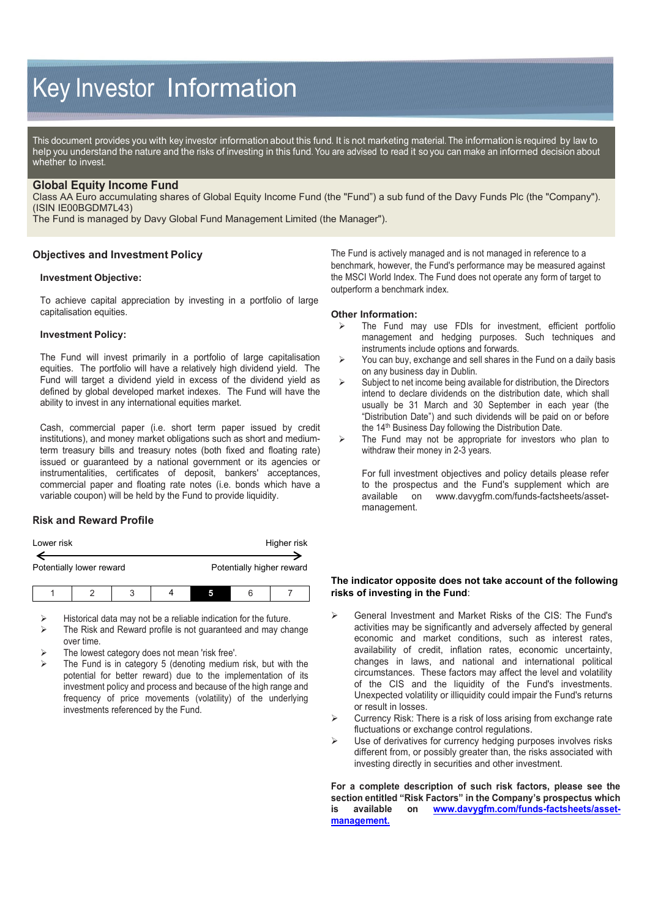# Key Investor Information

This document provides you with key investor information about this fund. It is not marketing material. The information is required by law to help you understand the nature and the risks of investing in this fund. You are advised to read it so you can make an informed decision about whether to invest.

## Global Equity Income Fund

Class AA Euro accumulating shares of Global Equity Income Fund (the "Fund") a sub fund of the Davy Funds Plc (the "Company"). (ISIN IE00BGDM7L43)

The Fund is managed by Davy Global Fund Management Limited (the Manager").

## Objectives and Investment Policy

### Investment Objective:

To achieve capital appreciation by investing in a portfolio of large capitalisation equities.

### Investment Policy:

The Fund will invest primarily in a portfolio of large capitalisation equities. The portfolio will have a relatively high dividend yield. The Fund will target a dividend yield in excess of the dividend yield as defined by global developed market indexes. The Fund will have the ability to invest in any international equities market.

Cash, commercial paper (i.e. short term paper issued by credit institutions), and money market obligations such as short and medium-term treasury bills and treasury notes (both fixed and floating rate) issued or guaranteed by a national government or its agencies or instrumentalities, certificates of deposit, bankers' acceptances, commercial paper and floating rate notes (i.e. bonds which have a variable coupon) will be held by the Fund to provide liquidity.

The Fund is actively managed and is not managed in reference to a benchmark, however, the Fund's performance may be measured against the MSCI World Index. The Fund does not operate any form of target to outperform a benchmark index.

### Other Information:

- The Fund may use FDIs for investment, efficient portfolio management and hedging purposes. Such techniques and instruments include options and forwards.
- You can buy, exchange and sell shares in the Fund on a daily basis on any business day in Dublin.
- Subject to net income being available for distribution, the Directors intend to declare dividends on the distribution date, which shall usually be 31 March and 30 September in each year (the "Distribution Date") and such dividends will be paid on or before the 14th Business Day following the Distribution Date.
- The Fund may not be appropriate for investors who plan to withdraw their money in 2-3 years.

  For full investment objectives and policy details please refer to the prospectus and the Fund's supplement which are available on www.davygfm.com/funds-factsheets/asset-management.

## Risk and Reward Profile

| Lower risk | | | | | | Higher risk |
|---|---|---|---|---|---|---|
| Potentially lower reward | | | | | | Potentially higher reward |
| 1 | 2 | 3 | 4 | **5** | 6 | 7 |

- Historical data may not be a reliable indication for the future.
- The Risk and Reward profile is not guaranteed and may change over time.
- The lowest category does not mean 'risk free'.
- The Fund is in category 5 (denoting medium risk, but with the potential for better reward) due to the implementation of its investment policy and process and because of the high range and frequency of price movements (volatility) of the underlying investments referenced by the Fund.

**The indicator opposite does not take account of the following risks of investing in the Fund**:

- General Investment and Market Risks of the CIS: The Fund's activities may be significantly and adversely affected by general economic and market conditions, such as interest rates, availability of credit, inflation rates, economic uncertainty, changes in laws, and national and international political circumstances. These factors may affect the level and volatility of the CIS and the liquidity of the Fund's investments. Unexpected volatility or illiquidity could impair the Fund's returns or result in losses.
- Currency Risk: There is a risk of loss arising from exchange rate fluctuations or exchange control regulations.
- Use of derivatives for currency hedging purposes involves risks different from, or possibly greater than, the risks associated with investing directly in securities and other investment.

**For a complete description of such risk factors, please see the section entitled "Risk Factors" in the Company's prospectus which is available on [www.davygfm.com/funds-factsheets/asset-management.](www.davygfm.com/funds-factsheets/asset-management)**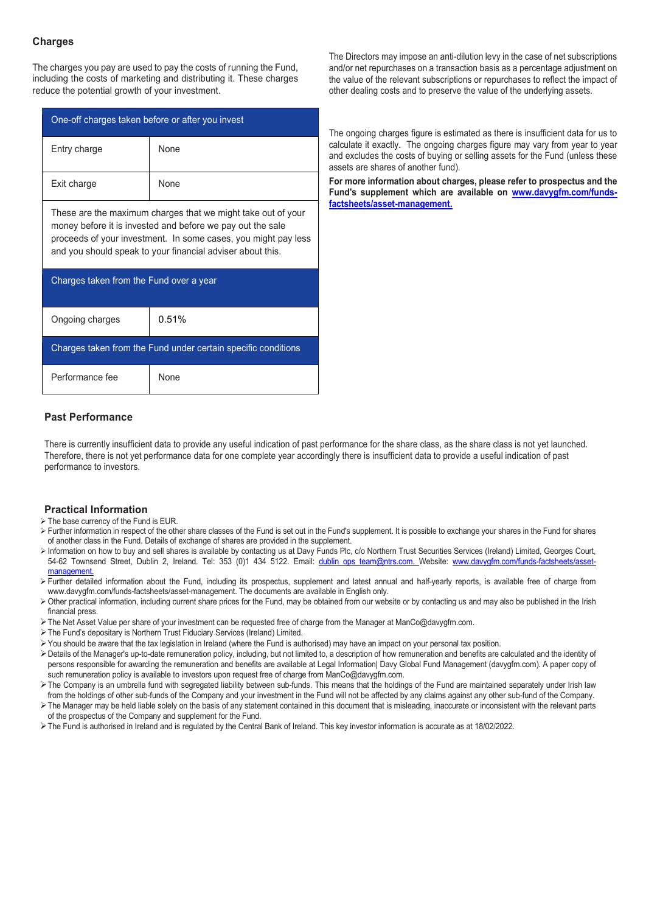## Charges

The charges you pay are used to pay the costs of running the Fund, including the costs of marketing and distributing it. These charges reduce the potential growth of your investment.

| One-off charges taken before or after you invest | |
|---|---|
| Entry charge | None |
| Exit charge | None |
| These are the maximum charges that we might take out of your money before it is invested and before we pay out the sale proceeds of your investment. In some cases, you might pay less and you should speak to your financial adviser about this. | |
| **Charges taken from the Fund over a year** | |
| Ongoing charges | 0.51% |
| **Charges taken from the Fund under certain specific conditions** | |
| Performance fee | None |

The Directors may impose an anti-dilution levy in the case of net subscriptions and/or net repurchases on a transaction basis as a percentage adjustment on the value of the relevant subscriptions or repurchases to reflect the impact of other dealing costs and to preserve the value of the underlying assets.

The ongoing charges figure is estimated as there is insufficient data for us to calculate it exactly. The ongoing charges figure may vary from year to year and excludes the costs of buying or selling assets for the Fund (unless these assets are shares of another fund).

**For more information about charges, please refer to prospectus and the Fund's supplement which are available on www.davygfm.com/funds-factsheets/asset-management.**

## Past Performance

There is currently insufficient data to provide any useful indication of past performance for the share class, as the share class is not yet launched. Therefore, there is not yet performance data for one complete year accordingly there is insufficient data to provide a useful indication of past performance to investors.

## Practical Information

- The base currency of the Fund is EUR.
- Further information in respect of the other share classes of the Fund is set out in the Fund's supplement. It is possible to exchange your shares in the Fund for shares of another class in the Fund. Details of exchange of shares are provided in the supplement.
- Information on how to buy and sell shares is available by contacting us at Davy Funds Plc, c/o Northern Trust Securities Services (Ireland) Limited, Georges Court, 54-62 Townsend Street, Dublin 2, Ireland. Tel: 353 (0)1 434 5122. Email: dublin_ops_team@ntrs.com. Website: www.davygfm.com/funds-factsheets/asset-management.
- Further detailed information about the Fund, including its prospectus, supplement and latest annual and half-yearly reports, is available free of charge from www.davygfm.com/funds-factsheets/asset-management. The documents are available in English only.
- Other practical information, including current share prices for the Fund, may be obtained from our website or by contacting us and may also be published in the Irish financial press.
- The Net Asset Value per share of your investment can be requested free of charge from the Manager at ManCo@davygfm.com.
- The Fund's depositary is Northern Trust Fiduciary Services (Ireland) Limited.
- You should be aware that the tax legislation in Ireland (where the Fund is authorised) may have an impact on your personal tax position.
- Details of the Manager's up-to-date remuneration policy, including, but not limited to, a description of how remuneration and benefits are calculated and the identity of persons responsible for awarding the remuneration and benefits are available at Legal Information| Davy Global Fund Management (davygfm.com). A paper copy of such remuneration policy is available to investors upon request free of charge from ManCo@davygfm.com.
- The Company is an umbrella fund with segregated liability between sub-funds. This means that the holdings of the Fund are maintained separately under Irish law from the holdings of other sub-funds of the Company and your investment in the Fund will not be affected by any claims against any other sub-fund of the Company.
- The Manager may be held liable solely on the basis of any statement contained in this document that is misleading, inaccurate or inconsistent with the relevant parts of the prospectus of the Company and supplement for the Fund.
- The Fund is authorised in Ireland and is regulated by the Central Bank of Ireland. This key investor information is accurate as at 18/02/2022.